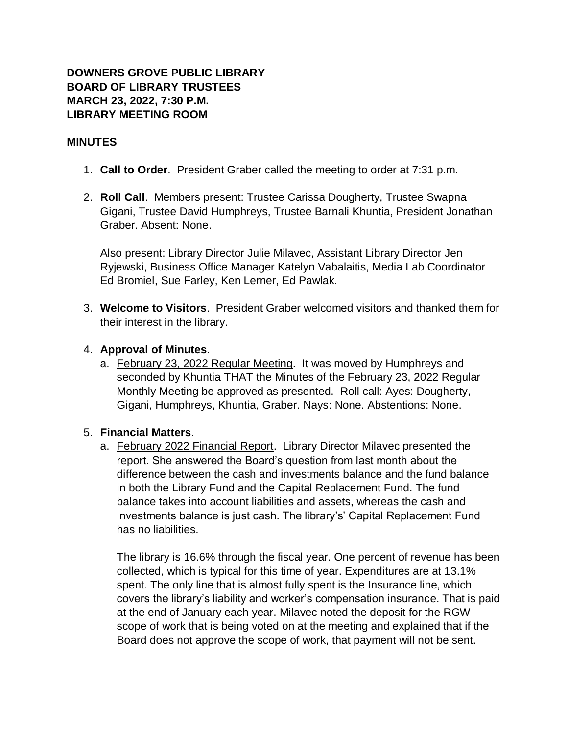**DOWNERS GROVE PUBLIC LIBRARY**
**BOARD OF LIBRARY TRUSTEES**
**MARCH 23, 2022, 7:30 P.M.**
**LIBRARY MEETING ROOM**

**MINUTES**

1. **Call to Order**. President Graber called the meeting to order at 7:31 p.m.

2. **Roll Call**. Members present: Trustee Carissa Dougherty, Trustee Swapna Gigani, Trustee David Humphreys, Trustee Barnali Khuntia, President Jonathan Graber. Absent: None.

   Also present: Library Director Julie Milavec, Assistant Library Director Jen Ryjewski, Business Office Manager Katelyn Vabalaitis, Media Lab Coordinator Ed Bromiel, Sue Farley, Ken Lerner, Ed Pawlak.

3. **Welcome to Visitors**. President Graber welcomed visitors and thanked them for their interest in the library.

4. **Approval of Minutes**.
   a. February 23, 2022 Regular Meeting. It was moved by Humphreys and seconded by Khuntia THAT the Minutes of the February 23, 2022 Regular Monthly Meeting be approved as presented. Roll call: Ayes: Dougherty, Gigani, Humphreys, Khuntia, Graber. Nays: None. Abstentions: None.

5. **Financial Matters**.
   a. February 2022 Financial Report. Library Director Milavec presented the report. She answered the Board's question from last month about the difference between the cash and investments balance and the fund balance in both the Library Fund and the Capital Replacement Fund. The fund balance takes into account liabilities and assets, whereas the cash and investments balance is just cash. The library's' Capital Replacement Fund has no liabilities.

      The library is 16.6% through the fiscal year. One percent of revenue has been collected, which is typical for this time of year. Expenditures are at 13.1% spent. The only line that is almost fully spent is the Insurance line, which covers the library's liability and worker's compensation insurance. That is paid at the end of January each year. Milavec noted the deposit for the RGW scope of work that is being voted on at the meeting and explained that if the Board does not approve the scope of work, that payment will not be sent.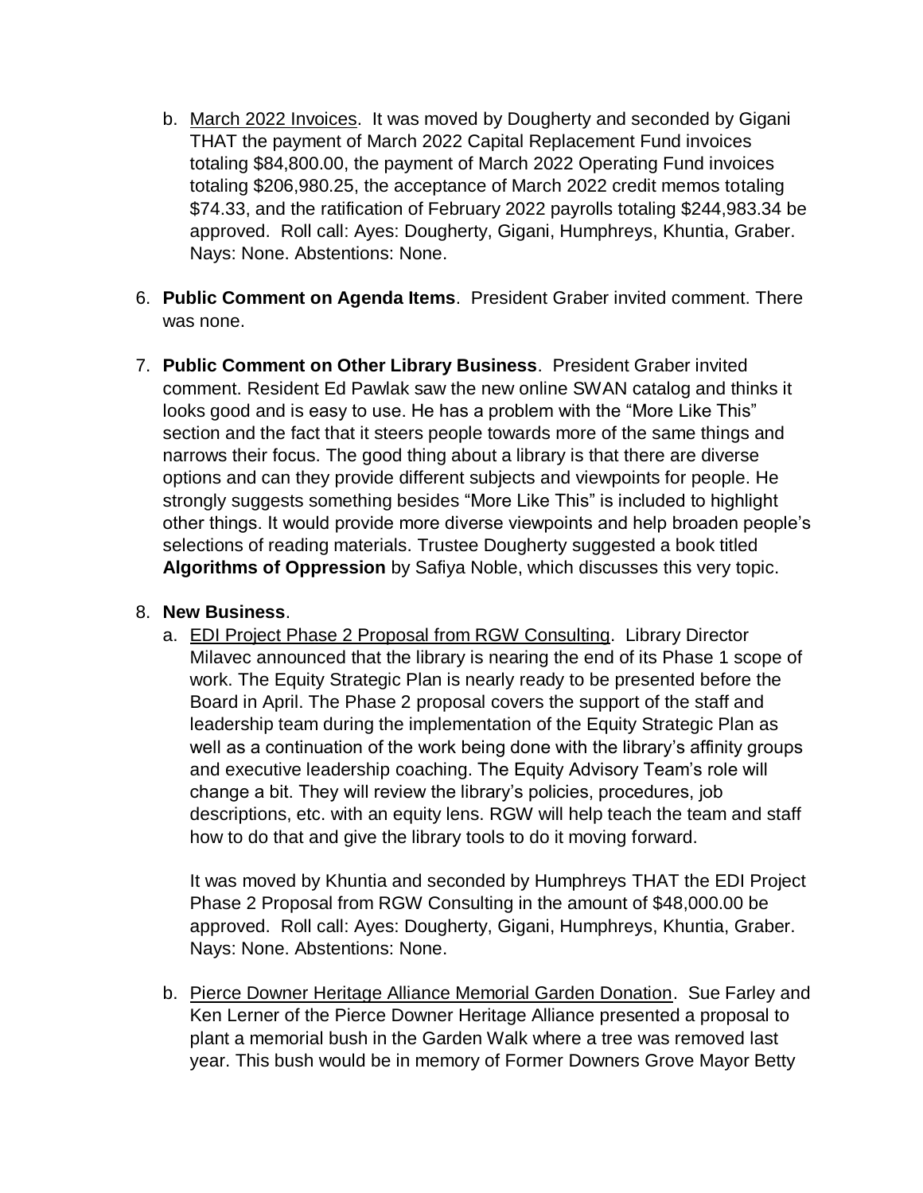b. <u>March 2022 Invoices</u>. It was moved by Dougherty and seconded by Gigani THAT the payment of March 2022 Capital Replacement Fund invoices totaling $84,800.00, the payment of March 2022 Operating Fund invoices totaling $206,980.25, the acceptance of March 2022 credit memos totaling $74.33, and the ratification of February 2022 payrolls totaling $244,983.34 be approved. Roll call: Ayes: Dougherty, Gigani, Humphreys, Khuntia, Graber. Nays: None. Abstentions: None.

6. **Public Comment on Agenda Items**. President Graber invited comment. There was none.

7. **Public Comment on Other Library Business**. President Graber invited comment. Resident Ed Pawlak saw the new online SWAN catalog and thinks it looks good and is easy to use. He has a problem with the "More Like This" section and the fact that it steers people towards more of the same things and narrows their focus. The good thing about a library is that there are diverse options and can they provide different subjects and viewpoints for people. He strongly suggests something besides "More Like This" is included to highlight other things. It would provide more diverse viewpoints and help broaden people's selections of reading materials. Trustee Dougherty suggested a book titled **Algorithms of Oppression** by Safiya Noble, which discusses this very topic.

8. **New Business**.

   a. <u>EDI Project Phase 2 Proposal from RGW Consulting</u>. Library Director Milavec announced that the library is nearing the end of its Phase 1 scope of work. The Equity Strategic Plan is nearly ready to be presented before the Board in April. The Phase 2 proposal covers the support of the staff and leadership team during the implementation of the Equity Strategic Plan as well as a continuation of the work being done with the library's affinity groups and executive leadership coaching. The Equity Advisory Team's role will change a bit. They will review the library's policies, procedures, job descriptions, etc. with an equity lens. RGW will help teach the team and staff how to do that and give the library tools to do it moving forward.

      It was moved by Khuntia and seconded by Humphreys THAT the EDI Project Phase 2 Proposal from RGW Consulting in the amount of $48,000.00 be approved. Roll call: Ayes: Dougherty, Gigani, Humphreys, Khuntia, Graber. Nays: None. Abstentions: None.

   b. <u>Pierce Downer Heritage Alliance Memorial Garden Donation</u>. Sue Farley and Ken Lerner of the Pierce Downer Heritage Alliance presented a proposal to plant a memorial bush in the Garden Walk where a tree was removed last year. This bush would be in memory of Former Downers Grove Mayor Betty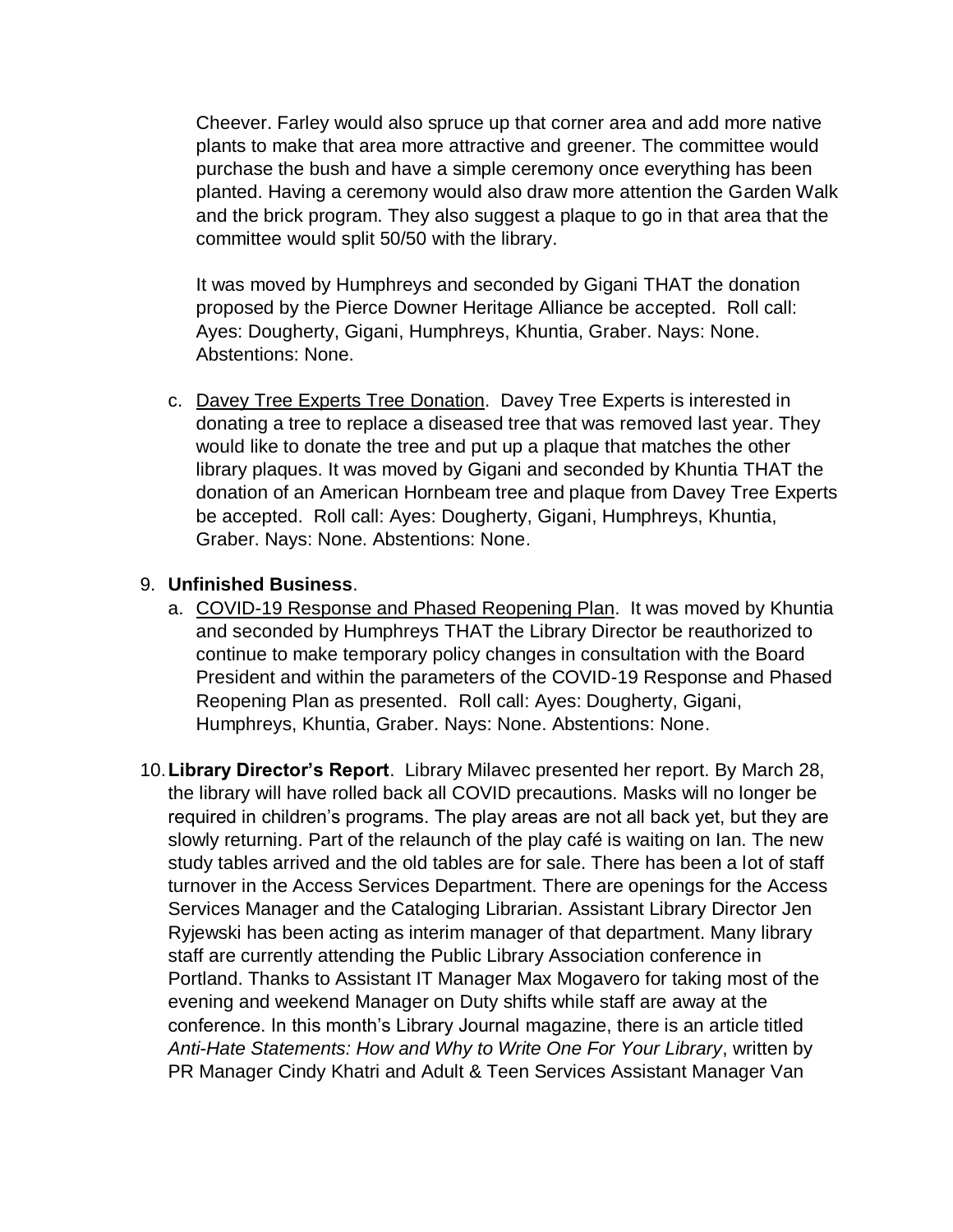Cheever. Farley would also spruce up that corner area and add more native plants to make that area more attractive and greener. The committee would purchase the bush and have a simple ceremony once everything has been planted. Having a ceremony would also draw more attention the Garden Walk and the brick program. They also suggest a plaque to go in that area that the committee would split 50/50 with the library.

It was moved by Humphreys and seconded by Gigani THAT the donation proposed by the Pierce Downer Heritage Alliance be accepted. Roll call: Ayes: Dougherty, Gigani, Humphreys, Khuntia, Graber. Nays: None. Abstentions: None.

c. Davey Tree Experts Tree Donation. Davey Tree Experts is interested in donating a tree to replace a diseased tree that was removed last year. They would like to donate the tree and put up a plaque that matches the other library plaques. It was moved by Gigani and seconded by Khuntia THAT the donation of an American Hornbeam tree and plaque from Davey Tree Experts be accepted. Roll call: Ayes: Dougherty, Gigani, Humphreys, Khuntia, Graber. Nays: None. Abstentions: None.

9. **Unfinished Business**.
   a. COVID-19 Response and Phased Reopening Plan. It was moved by Khuntia and seconded by Humphreys THAT the Library Director be reauthorized to continue to make temporary policy changes in consultation with the Board President and within the parameters of the COVID-19 Response and Phased Reopening Plan as presented. Roll call: Ayes: Dougherty, Gigani, Humphreys, Khuntia, Graber. Nays: None. Abstentions: None.

10. **Library Director's Report**. Library Milavec presented her report. By March 28, the library will have rolled back all COVID precautions. Masks will no longer be required in children's programs. The play areas are not all back yet, but they are slowly returning. Part of the relaunch of the play café is waiting on Ian. The new study tables arrived and the old tables are for sale. There has been a lot of staff turnover in the Access Services Department. There are openings for the Access Services Manager and the Cataloging Librarian. Assistant Library Director Jen Ryjewski has been acting as interim manager of that department. Many library staff are currently attending the Public Library Association conference in Portland. Thanks to Assistant IT Manager Max Mogavero for taking most of the evening and weekend Manager on Duty shifts while staff are away at the conference. In this month's Library Journal magazine, there is an article titled *Anti-Hate Statements: How and Why to Write One For Your Library*, written by PR Manager Cindy Khatri and Adult & Teen Services Assistant Manager Van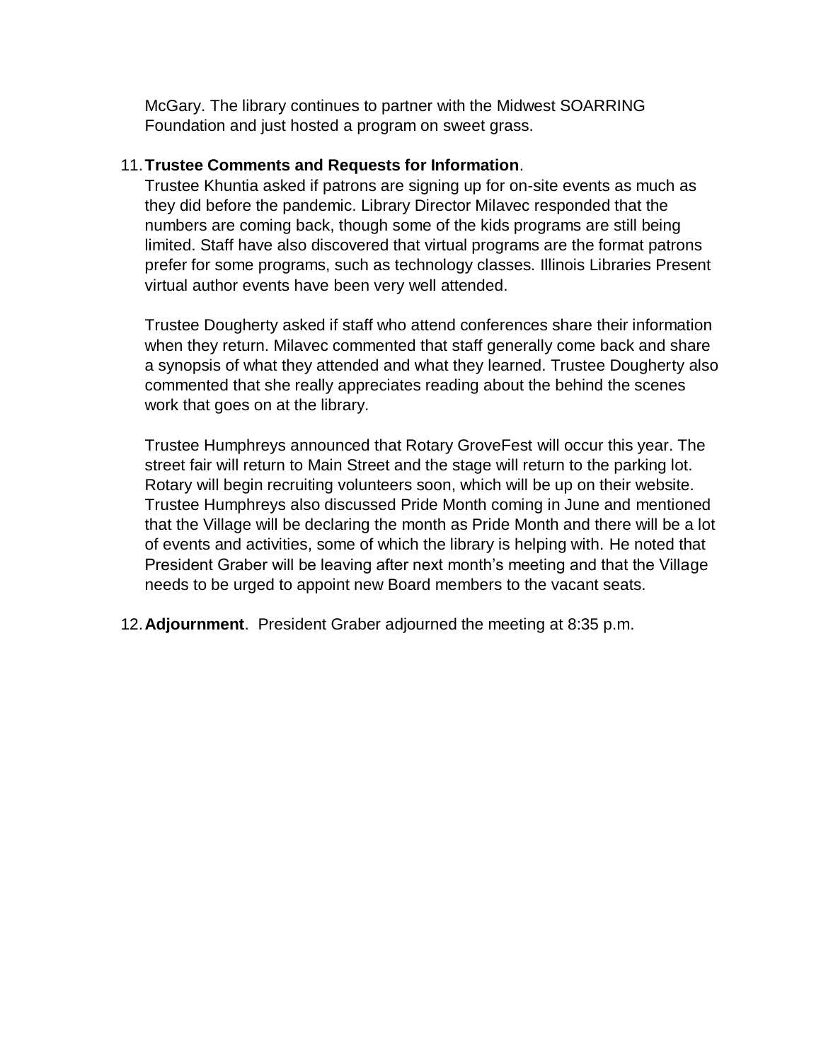McGary. The library continues to partner with the Midwest SOARRING Foundation and just hosted a program on sweet grass.

11. **Trustee Comments and Requests for Information**.
    Trustee Khuntia asked if patrons are signing up for on-site events as much as they did before the pandemic. Library Director Milavec responded that the numbers are coming back, though some of the kids programs are still being limited. Staff have also discovered that virtual programs are the format patrons prefer for some programs, such as technology classes. Illinois Libraries Present virtual author events have been very well attended.

    Trustee Dougherty asked if staff who attend conferences share their information when they return. Milavec commented that staff generally come back and share a synopsis of what they attended and what they learned. Trustee Dougherty also commented that she really appreciates reading about the behind the scenes work that goes on at the library.

    Trustee Humphreys announced that Rotary GroveFest will occur this year. The street fair will return to Main Street and the stage will return to the parking lot. Rotary will begin recruiting volunteers soon, which will be up on their website. Trustee Humphreys also discussed Pride Month coming in June and mentioned that the Village will be declaring the month as Pride Month and there will be a lot of events and activities, some of which the library is helping with. He noted that President Graber will be leaving after next month's meeting and that the Village needs to be urged to appoint new Board members to the vacant seats.

12. **Adjournment**. President Graber adjourned the meeting at 8:35 p.m.